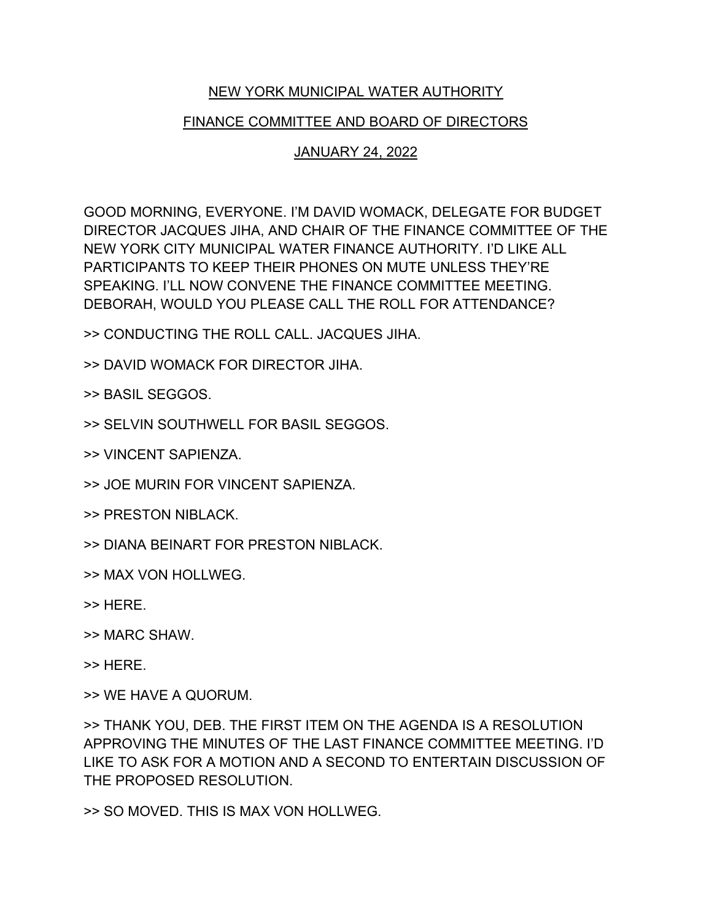<u>NEW YORK MUNICIPAL WATER AUTHORITY</u>

<u>FINANCE COMMITTEE AND BOARD OF DIRECTORS</u>

<u>JANUARY 24, 2022</u>

GOOD MORNING, EVERYONE. I'M DAVID WOMACK, DELEGATE FOR BUDGET DIRECTOR JACQUES JIHA, AND CHAIR OF THE FINANCE COMMITTEE OF THE NEW YORK CITY MUNICIPAL WATER FINANCE AUTHORITY. I'D LIKE ALL PARTICIPANTS TO KEEP THEIR PHONES ON MUTE UNLESS THEY'RE SPEAKING. I'LL NOW CONVENE THE FINANCE COMMITTEE MEETING. DEBORAH, WOULD YOU PLEASE CALL THE ROLL FOR ATTENDANCE?

>> CONDUCTING THE ROLL CALL. JACQUES JIHA.

>> DAVID WOMACK FOR DIRECTOR JIHA.

>> BASIL SEGGOS.

>> SELVIN SOUTHWELL FOR BASIL SEGGOS.

>> VINCENT SAPIENZA.

>> JOE MURIN FOR VINCENT SAPIENZA.

>> PRESTON NIBLACK.

>> DIANA BEINART FOR PRESTON NIBLACK.

>> MAX VON HOLLWEG.

>> HERE.

>> MARC SHAW.

>> HERE.

>> WE HAVE A QUORUM.

>> THANK YOU, DEB. THE FIRST ITEM ON THE AGENDA IS A RESOLUTION APPROVING THE MINUTES OF THE LAST FINANCE COMMITTEE MEETING. I'D LIKE TO ASK FOR A MOTION AND A SECOND TO ENTERTAIN DISCUSSION OF THE PROPOSED RESOLUTION.

>> SO MOVED. THIS IS MAX VON HOLLWEG.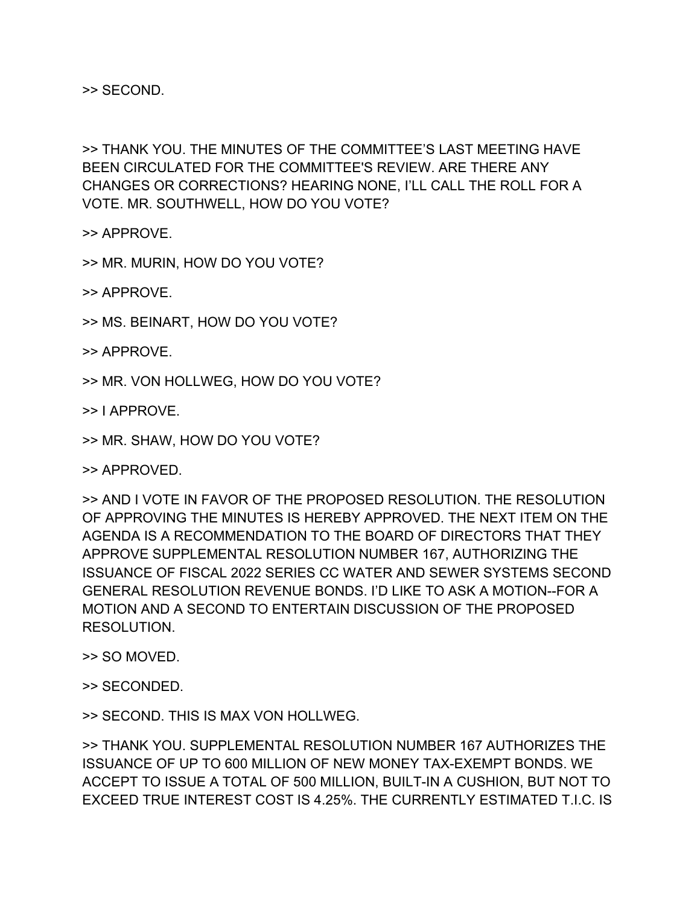>> SECOND.

>> THANK YOU. THE MINUTES OF THE COMMITTEE'S LAST MEETING HAVE BEEN CIRCULATED FOR THE COMMITTEE'S REVIEW. ARE THERE ANY CHANGES OR CORRECTIONS? HEARING NONE, I'LL CALL THE ROLL FOR A VOTE. MR. SOUTHWELL, HOW DO YOU VOTE?

>> APPROVE.

>> MR. MURIN, HOW DO YOU VOTE?

>> APPROVE.

>> MS. BEINART, HOW DO YOU VOTE?

>> APPROVE.

>> MR. VON HOLLWEG, HOW DO YOU VOTE?

>> I APPROVE.

>> MR. SHAW, HOW DO YOU VOTE?

>> APPROVED.

>> AND I VOTE IN FAVOR OF THE PROPOSED RESOLUTION. THE RESOLUTION OF APPROVING THE MINUTES IS HEREBY APPROVED. THE NEXT ITEM ON THE AGENDA IS A RECOMMENDATION TO THE BOARD OF DIRECTORS THAT THEY APPROVE SUPPLEMENTAL RESOLUTION NUMBER 167, AUTHORIZING THE ISSUANCE OF FISCAL 2022 SERIES CC WATER AND SEWER SYSTEMS SECOND GENERAL RESOLUTION REVENUE BONDS. I'D LIKE TO ASK A MOTION--FOR A MOTION AND A SECOND TO ENTERTAIN DISCUSSION OF THE PROPOSED RESOLUTION.

>> SO MOVED.

>> SECONDED.

>> SECOND. THIS IS MAX VON HOLLWEG.

>> THANK YOU. SUPPLEMENTAL RESOLUTION NUMBER 167 AUTHORIZES THE ISSUANCE OF UP TO 600 MILLION OF NEW MONEY TAX-EXEMPT BONDS. WE ACCEPT TO ISSUE A TOTAL OF 500 MILLION, BUILT-IN A CUSHION, BUT NOT TO EXCEED TRUE INTEREST COST IS 4.25%. THE CURRENTLY ESTIMATED T.I.C. IS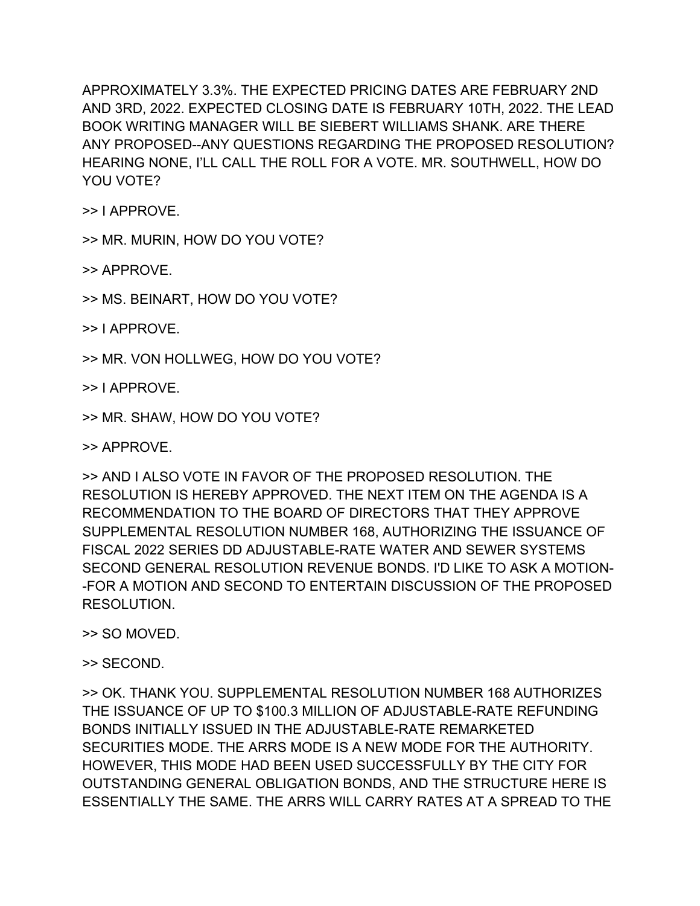APPROXIMATELY 3.3%. THE EXPECTED PRICING DATES ARE FEBRUARY 2ND AND 3RD, 2022. EXPECTED CLOSING DATE IS FEBRUARY 10TH, 2022. THE LEAD BOOK WRITING MANAGER WILL BE SIEBERT WILLIAMS SHANK. ARE THERE ANY PROPOSED--ANY QUESTIONS REGARDING THE PROPOSED RESOLUTION? HEARING NONE, I'LL CALL THE ROLL FOR A VOTE. MR. SOUTHWELL, HOW DO YOU VOTE?

>> I APPROVE.

>> MR. MURIN, HOW DO YOU VOTE?

>> APPROVE.

>> MS. BEINART, HOW DO YOU VOTE?

>> I APPROVE.

>> MR. VON HOLLWEG, HOW DO YOU VOTE?

>> I APPROVE.

>> MR. SHAW, HOW DO YOU VOTE?

>> APPROVE.

>> AND I ALSO VOTE IN FAVOR OF THE PROPOSED RESOLUTION. THE RESOLUTION IS HEREBY APPROVED. THE NEXT ITEM ON THE AGENDA IS A RECOMMENDATION TO THE BOARD OF DIRECTORS THAT THEY APPROVE SUPPLEMENTAL RESOLUTION NUMBER 168, AUTHORIZING THE ISSUANCE OF FISCAL 2022 SERIES DD ADJUSTABLE-RATE WATER AND SEWER SYSTEMS SECOND GENERAL RESOLUTION REVENUE BONDS. I'D LIKE TO ASK A MOTION--FOR A MOTION AND SECOND TO ENTERTAIN DISCUSSION OF THE PROPOSED RESOLUTION.

>> SO MOVED.

>> SECOND.

>> OK. THANK YOU. SUPPLEMENTAL RESOLUTION NUMBER 168 AUTHORIZES THE ISSUANCE OF UP TO $100.3 MILLION OF ADJUSTABLE-RATE REFUNDING BONDS INITIALLY ISSUED IN THE ADJUSTABLE-RATE REMARKETED SECURITIES MODE. THE ARRS MODE IS A NEW MODE FOR THE AUTHORITY. HOWEVER, THIS MODE HAD BEEN USED SUCCESSFULLY BY THE CITY FOR OUTSTANDING GENERAL OBLIGATION BONDS, AND THE STRUCTURE HERE IS ESSENTIALLY THE SAME. THE ARRS WILL CARRY RATES AT A SPREAD TO THE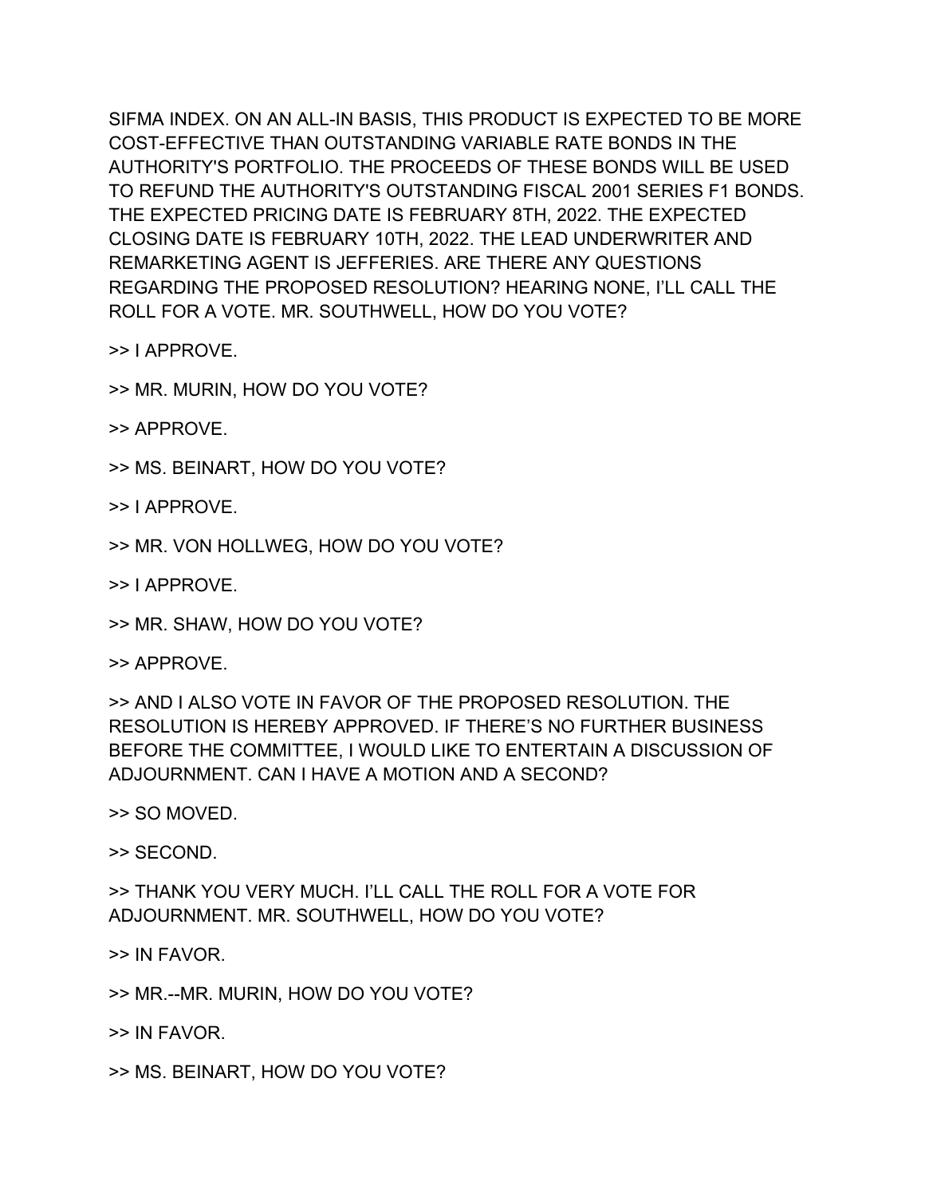SIFMA INDEX. ON AN ALL-IN BASIS, THIS PRODUCT IS EXPECTED TO BE MORE COST-EFFECTIVE THAN OUTSTANDING VARIABLE RATE BONDS IN THE AUTHORITY'S PORTFOLIO. THE PROCEEDS OF THESE BONDS WILL BE USED TO REFUND THE AUTHORITY'S OUTSTANDING FISCAL 2001 SERIES F1 BONDS. THE EXPECTED PRICING DATE IS FEBRUARY 8TH, 2022. THE EXPECTED CLOSING DATE IS FEBRUARY 10TH, 2022. THE LEAD UNDERWRITER AND REMARKETING AGENT IS JEFFERIES. ARE THERE ANY QUESTIONS REGARDING THE PROPOSED RESOLUTION? HEARING NONE, I'LL CALL THE ROLL FOR A VOTE. MR. SOUTHWELL, HOW DO YOU VOTE?

>> I APPROVE.

>> MR. MURIN, HOW DO YOU VOTE?

>> APPROVE.

>> MS. BEINART, HOW DO YOU VOTE?

>> I APPROVE.

>> MR. VON HOLLWEG, HOW DO YOU VOTE?

>> I APPROVE.

>> MR. SHAW, HOW DO YOU VOTE?

>> APPROVE.

>> AND I ALSO VOTE IN FAVOR OF THE PROPOSED RESOLUTION. THE RESOLUTION IS HEREBY APPROVED. IF THERE'S NO FURTHER BUSINESS BEFORE THE COMMITTEE, I WOULD LIKE TO ENTERTAIN A DISCUSSION OF ADJOURNMENT. CAN I HAVE A MOTION AND A SECOND?

>> SO MOVED.

>> SECOND.

>> THANK YOU VERY MUCH. I'LL CALL THE ROLL FOR A VOTE FOR ADJOURNMENT. MR. SOUTHWELL, HOW DO YOU VOTE?

>> IN FAVOR.

>> MR.--MR. MURIN, HOW DO YOU VOTE?

>> IN FAVOR.

>> MS. BEINART, HOW DO YOU VOTE?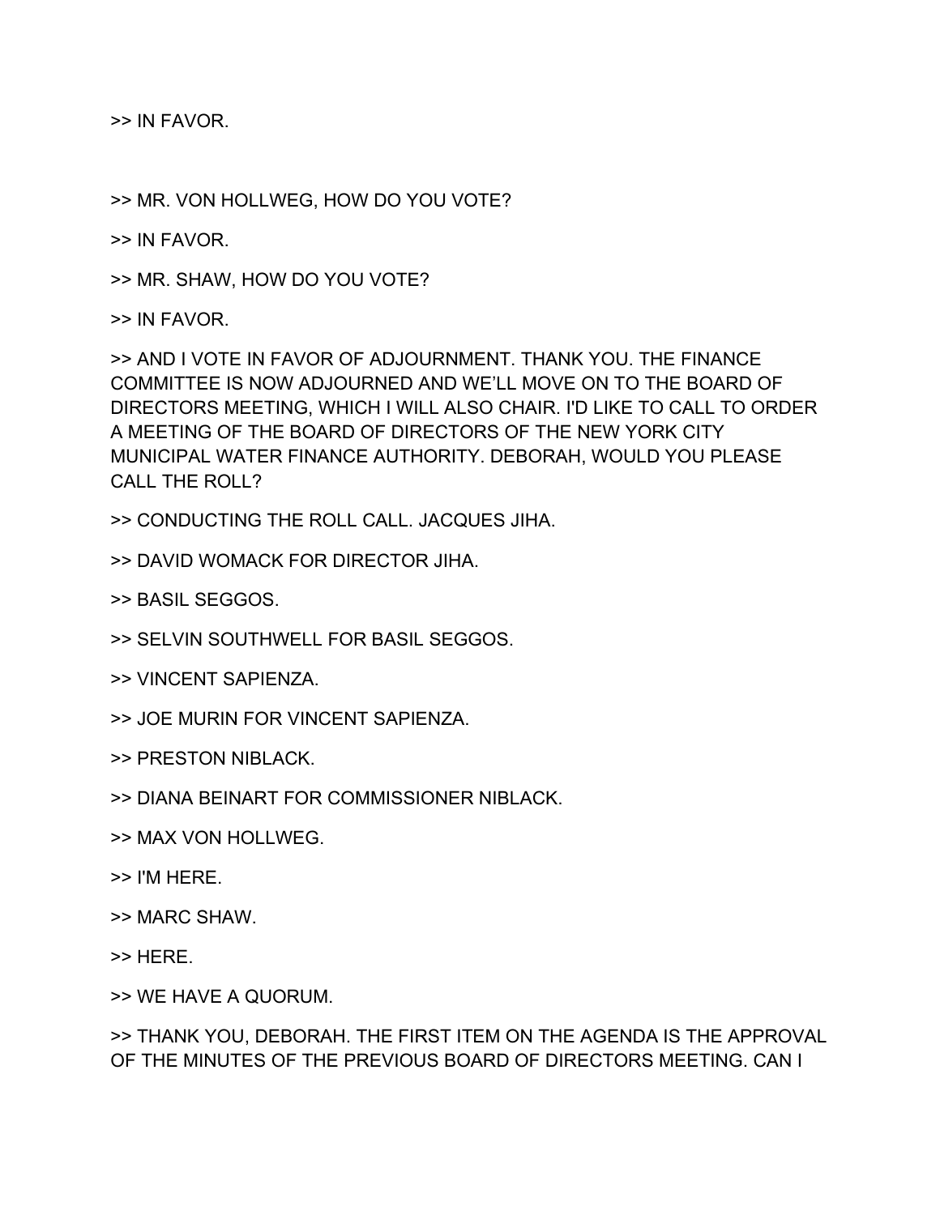>> IN FAVOR.

>> MR. VON HOLLWEG, HOW DO YOU VOTE?

>> IN FAVOR.

>> MR. SHAW, HOW DO YOU VOTE?

>> IN FAVOR.

>> AND I VOTE IN FAVOR OF ADJOURNMENT. THANK YOU. THE FINANCE COMMITTEE IS NOW ADJOURNED AND WE'LL MOVE ON TO THE BOARD OF DIRECTORS MEETING, WHICH I WILL ALSO CHAIR. I'D LIKE TO CALL TO ORDER A MEETING OF THE BOARD OF DIRECTORS OF THE NEW YORK CITY MUNICIPAL WATER FINANCE AUTHORITY. DEBORAH, WOULD YOU PLEASE CALL THE ROLL?

>> CONDUCTING THE ROLL CALL. JACQUES JIHA.

>> DAVID WOMACK FOR DIRECTOR JIHA.

>> BASIL SEGGOS.

>> SELVIN SOUTHWELL FOR BASIL SEGGOS.

>> VINCENT SAPIENZA.

>> JOE MURIN FOR VINCENT SAPIENZA.

>> PRESTON NIBLACK.

>> DIANA BEINART FOR COMMISSIONER NIBLACK.

>> MAX VON HOLLWEG.

>> I'M HERE.

>> MARC SHAW.

>> HERE.

>> WE HAVE A QUORUM.

>> THANK YOU, DEBORAH. THE FIRST ITEM ON THE AGENDA IS THE APPROVAL OF THE MINUTES OF THE PREVIOUS BOARD OF DIRECTORS MEETING. CAN I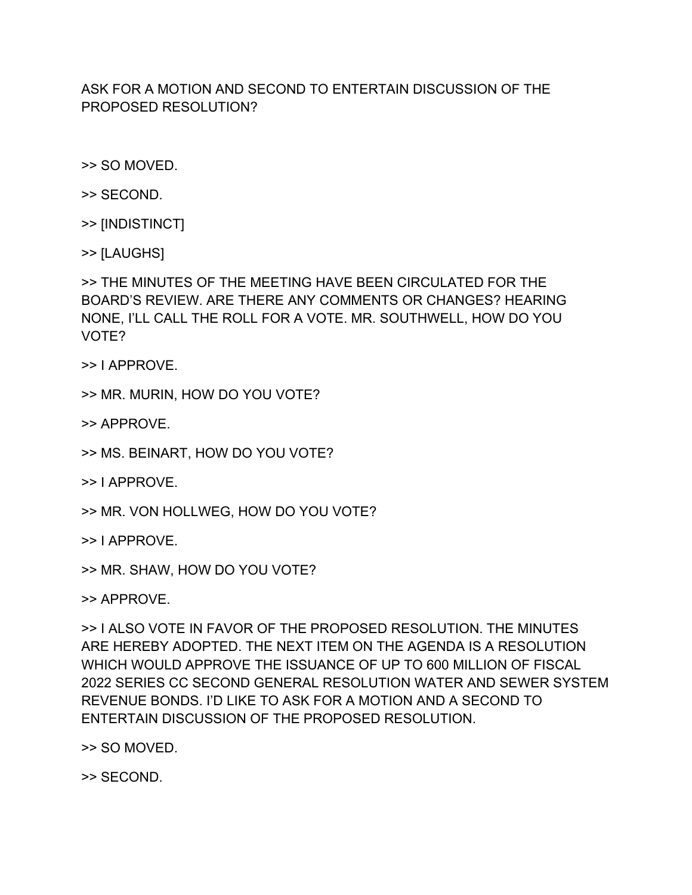ASK FOR A MOTION AND SECOND TO ENTERTAIN DISCUSSION OF THE PROPOSED RESOLUTION?

>> SO MOVED.

>> SECOND.

>> [INDISTINCT]

>> [LAUGHS]

>> THE MINUTES OF THE MEETING HAVE BEEN CIRCULATED FOR THE BOARD'S REVIEW. ARE THERE ANY COMMENTS OR CHANGES? HEARING NONE, I'LL CALL THE ROLL FOR A VOTE. MR. SOUTHWELL, HOW DO YOU VOTE?

>> I APPROVE.

>> MR. MURIN, HOW DO YOU VOTE?

>> APPROVE.

>> MS. BEINART, HOW DO YOU VOTE?

>> I APPROVE.

>> MR. VON HOLLWEG, HOW DO YOU VOTE?

>> I APPROVE.

>> MR. SHAW, HOW DO YOU VOTE?

>> APPROVE.

>> I ALSO VOTE IN FAVOR OF THE PROPOSED RESOLUTION. THE MINUTES ARE HEREBY ADOPTED. THE NEXT ITEM ON THE AGENDA IS A RESOLUTION WHICH WOULD APPROVE THE ISSUANCE OF UP TO 600 MILLION OF FISCAL 2022 SERIES CC SECOND GENERAL RESOLUTION WATER AND SEWER SYSTEM REVENUE BONDS. I'D LIKE TO ASK FOR A MOTION AND A SECOND TO ENTERTAIN DISCUSSION OF THE PROPOSED RESOLUTION.

>> SO MOVED.

>> SECOND.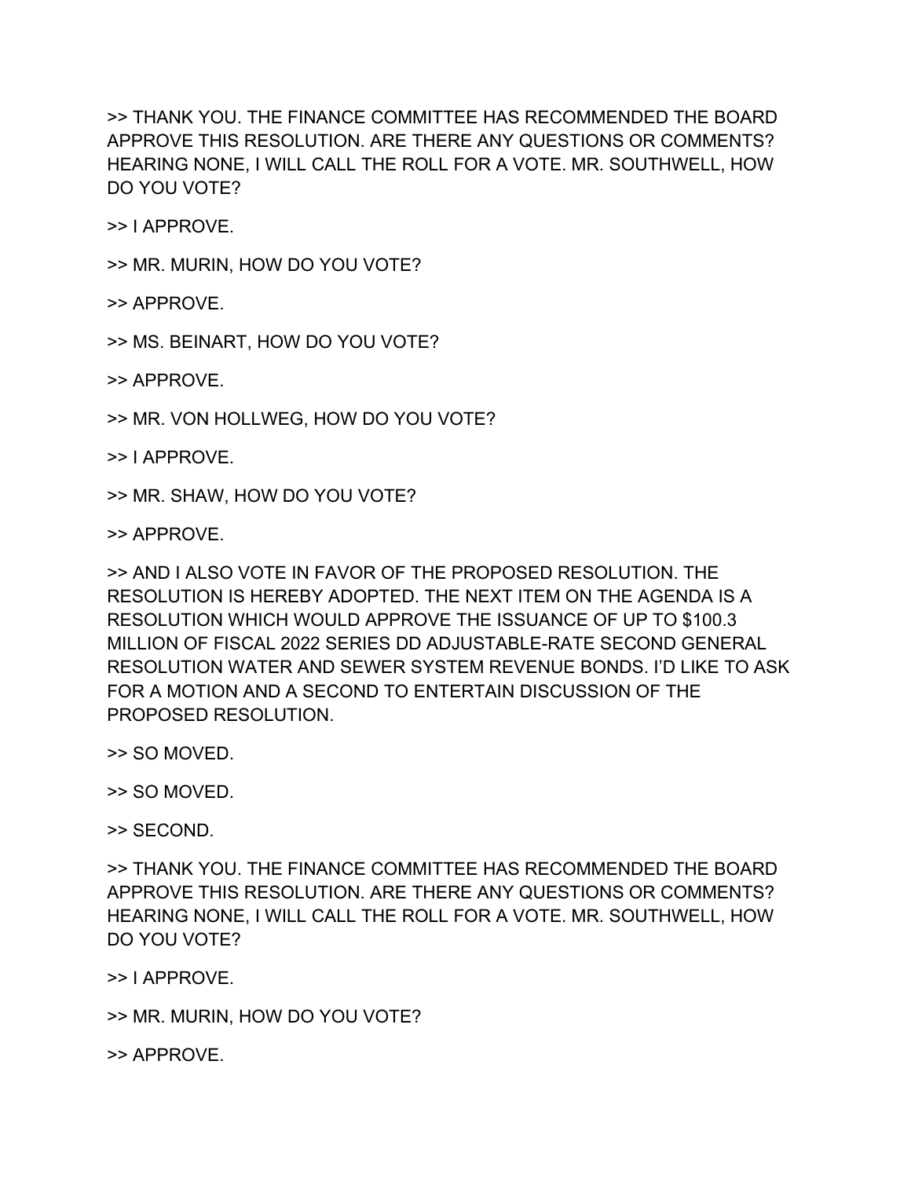>> THANK YOU. THE FINANCE COMMITTEE HAS RECOMMENDED THE BOARD APPROVE THIS RESOLUTION. ARE THERE ANY QUESTIONS OR COMMENTS? HEARING NONE, I WILL CALL THE ROLL FOR A VOTE. MR. SOUTHWELL, HOW DO YOU VOTE?

>> I APPROVE.

>> MR. MURIN, HOW DO YOU VOTE?

>> APPROVE.

>> MS. BEINART, HOW DO YOU VOTE?

>> APPROVE.

>> MR. VON HOLLWEG, HOW DO YOU VOTE?

>> I APPROVE.

>> MR. SHAW, HOW DO YOU VOTE?

>> APPROVE.

>> AND I ALSO VOTE IN FAVOR OF THE PROPOSED RESOLUTION. THE RESOLUTION IS HEREBY ADOPTED. THE NEXT ITEM ON THE AGENDA IS A RESOLUTION WHICH WOULD APPROVE THE ISSUANCE OF UP TO $100.3 MILLION OF FISCAL 2022 SERIES DD ADJUSTABLE-RATE SECOND GENERAL RESOLUTION WATER AND SEWER SYSTEM REVENUE BONDS. I'D LIKE TO ASK FOR A MOTION AND A SECOND TO ENTERTAIN DISCUSSION OF THE PROPOSED RESOLUTION.

>> SO MOVED.

>> SO MOVED.

>> SECOND.

>> THANK YOU. THE FINANCE COMMITTEE HAS RECOMMENDED THE BOARD APPROVE THIS RESOLUTION. ARE THERE ANY QUESTIONS OR COMMENTS? HEARING NONE, I WILL CALL THE ROLL FOR A VOTE. MR. SOUTHWELL, HOW DO YOU VOTE?

>> I APPROVE.

>> MR. MURIN, HOW DO YOU VOTE?

>> APPROVE.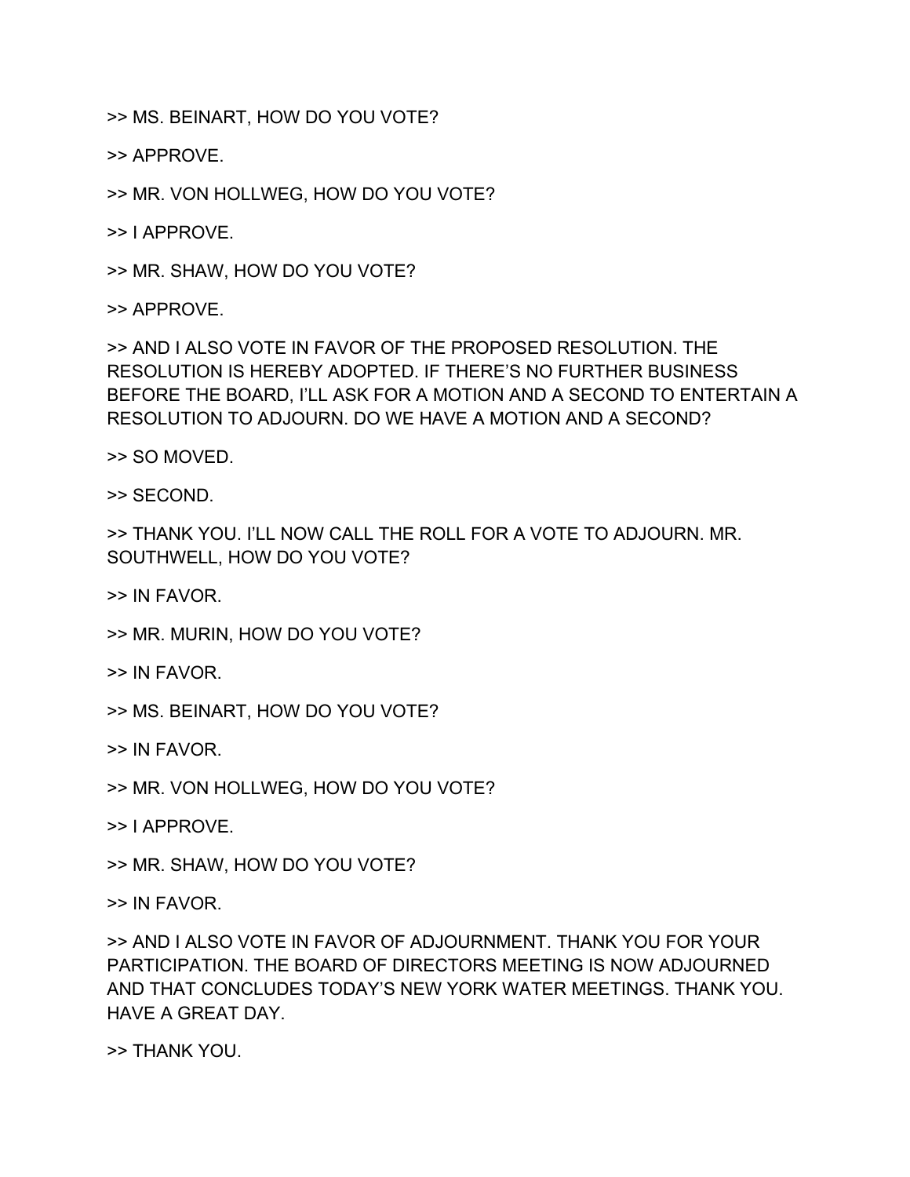>> MS. BEINART, HOW DO YOU VOTE?

>> APPROVE.

>> MR. VON HOLLWEG, HOW DO YOU VOTE?

>> I APPROVE.

>> MR. SHAW, HOW DO YOU VOTE?

>> APPROVE.

>> AND I ALSO VOTE IN FAVOR OF THE PROPOSED RESOLUTION. THE RESOLUTION IS HEREBY ADOPTED. IF THERE'S NO FURTHER BUSINESS BEFORE THE BOARD, I'LL ASK FOR A MOTION AND A SECOND TO ENTERTAIN A RESOLUTION TO ADJOURN. DO WE HAVE A MOTION AND A SECOND?

>> SO MOVED.

>> SECOND.

>> THANK YOU. I'LL NOW CALL THE ROLL FOR A VOTE TO ADJOURN. MR. SOUTHWELL, HOW DO YOU VOTE?

>> IN FAVOR.

>> MR. MURIN, HOW DO YOU VOTE?

>> IN FAVOR.

>> MS. BEINART, HOW DO YOU VOTE?

>> IN FAVOR.

>> MR. VON HOLLWEG, HOW DO YOU VOTE?

>> I APPROVE.

>> MR. SHAW, HOW DO YOU VOTE?

>> IN FAVOR.

>> AND I ALSO VOTE IN FAVOR OF ADJOURNMENT. THANK YOU FOR YOUR PARTICIPATION. THE BOARD OF DIRECTORS MEETING IS NOW ADJOURNED AND THAT CONCLUDES TODAY'S NEW YORK WATER MEETINGS. THANK YOU. HAVE A GREAT DAY.

>> THANK YOU.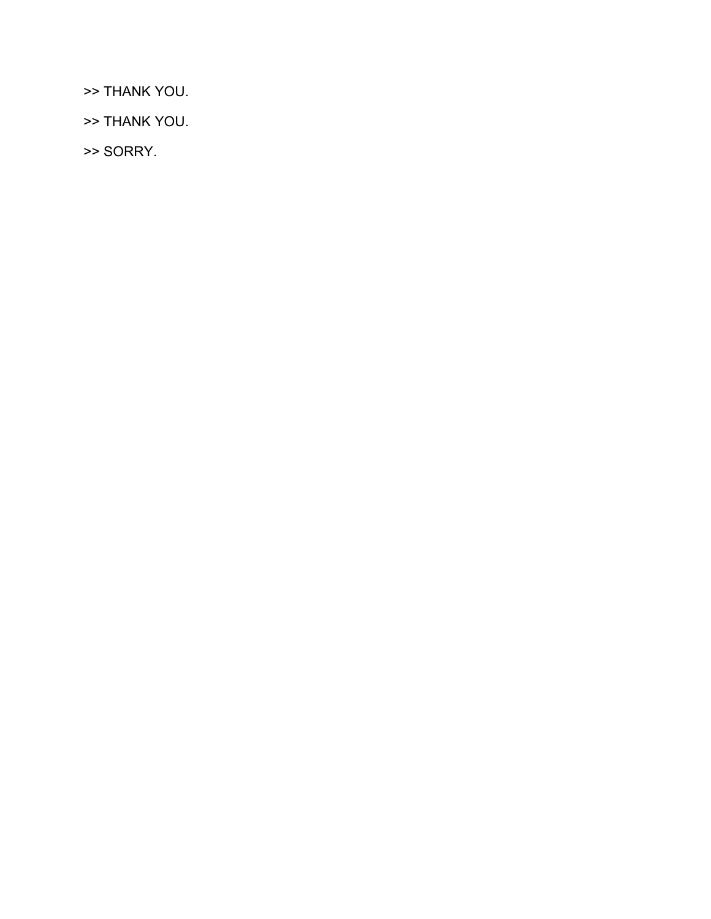>> THANK YOU.

>> THANK YOU.

>> SORRY.